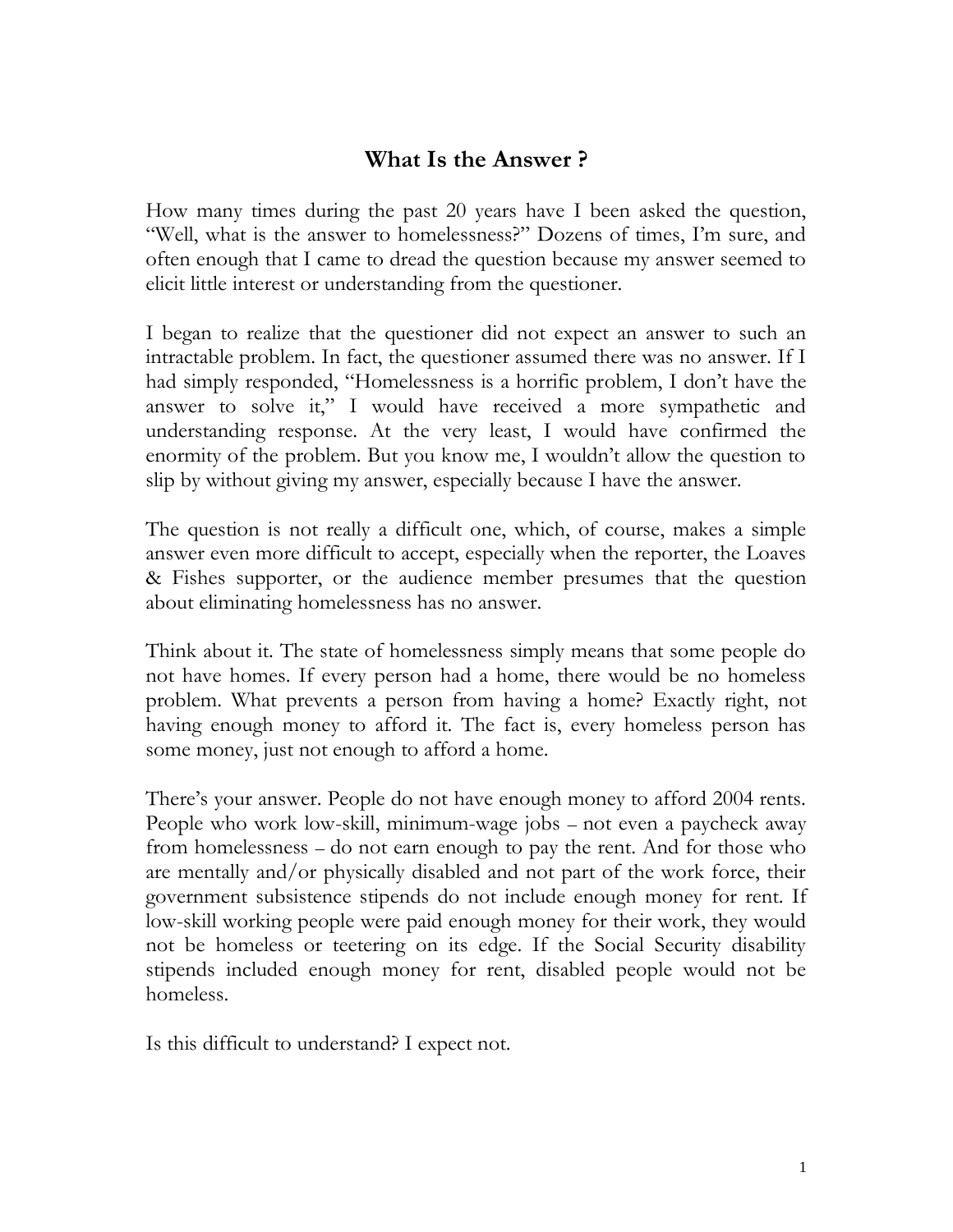# What Is the Answer ?

How many times during the past 20 years have I been asked the question, "Well, what is the answer to homelessness?" Dozens of times, I'm sure, and often enough that I came to dread the question because my answer seemed to elicit little interest or understanding from the questioner.

I began to realize that the questioner did not expect an answer to such an intractable problem. In fact, the questioner assumed there was no answer. If I had simply responded, "Homelessness is a horrific problem, I don't have the answer to solve it," I would have received a more sympathetic and understanding response. At the very least, I would have confirmed the enormity of the problem. But you know me, I wouldn't allow the question to slip by without giving my answer, especially because I have the answer.

The question is not really a difficult one, which, of course, makes a simple answer even more difficult to accept, especially when the reporter, the Loaves & Fishes supporter, or the audience member presumes that the question about eliminating homelessness has no answer.

Think about it. The state of homelessness simply means that some people do not have homes. If every person had a home, there would be no homeless problem. What prevents a person from having a home? Exactly right, not having enough money to afford it. The fact is, every homeless person has some money, just not enough to afford a home.

There's your answer. People do not have enough money to afford 2004 rents. People who work low-skill, minimum-wage jobs – not even a paycheck away from homelessness – do not earn enough to pay the rent. And for those who are mentally and/or physically disabled and not part of the work force, their government subsistence stipends do not include enough money for rent. If low-skill working people were paid enough money for their work, they would not be homeless or teetering on its edge. If the Social Security disability stipends included enough money for rent, disabled people would not be homeless.

Is this difficult to understand? I expect not.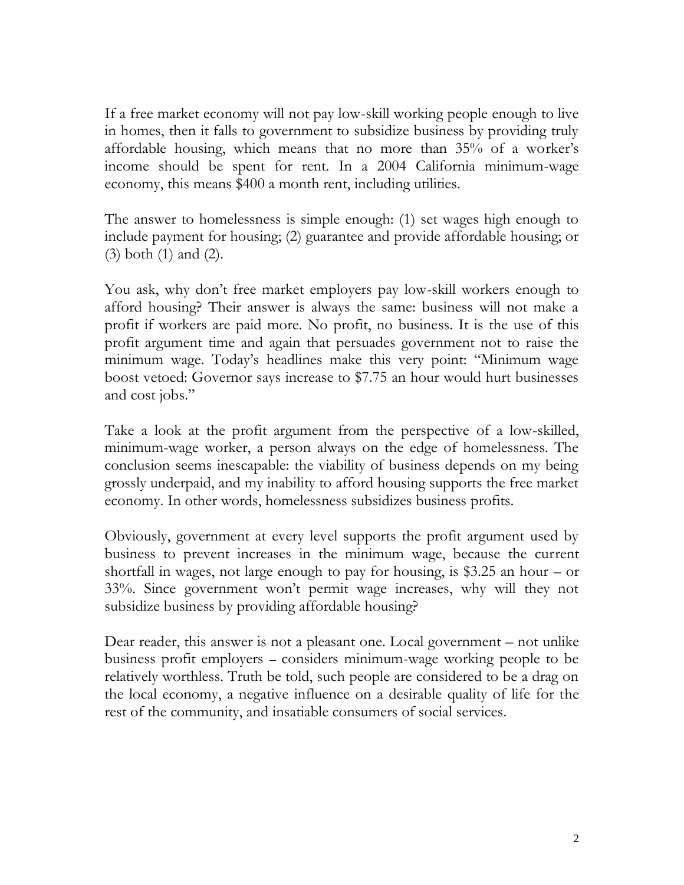If a free market economy will not pay low-skill working people enough to live in homes, then it falls to government to subsidize business by providing truly affordable housing, which means that no more than 35% of a worker's income should be spent for rent. In a 2004 California minimum-wage economy, this means $400 a month rent, including utilities.

The answer to homelessness is simple enough: (1) set wages high enough to include payment for housing; (2) guarantee and provide affordable housing; or (3) both (1) and (2).

You ask, why don't free market employers pay low-skill workers enough to afford housing? Their answer is always the same: business will not make a profit if workers are paid more. No profit, no business. It is the use of this profit argument time and again that persuades government not to raise the minimum wage. Today's headlines make this very point: "Minimum wage boost vetoed: Governor says increase to $7.75 an hour would hurt businesses and cost jobs."

Take a look at the profit argument from the perspective of a low-skilled, minimum-wage worker, a person always on the edge of homelessness. The conclusion seems inescapable: the viability of business depends on my being grossly underpaid, and my inability to afford housing supports the free market economy. In other words, homelessness subsidizes business profits.

Obviously, government at every level supports the profit argument used by business to prevent increases in the minimum wage, because the current shortfall in wages, not large enough to pay for housing, is $3.25 an hour – or 33%. Since government won't permit wage increases, why will they not subsidize business by providing affordable housing?

Dear reader, this answer is not a pleasant one. Local government – not unlike business profit employers – considers minimum-wage working people to be relatively worthless. Truth be told, such people are considered to be a drag on the local economy, a negative influence on a desirable quality of life for the rest of the community, and insatiable consumers of social services.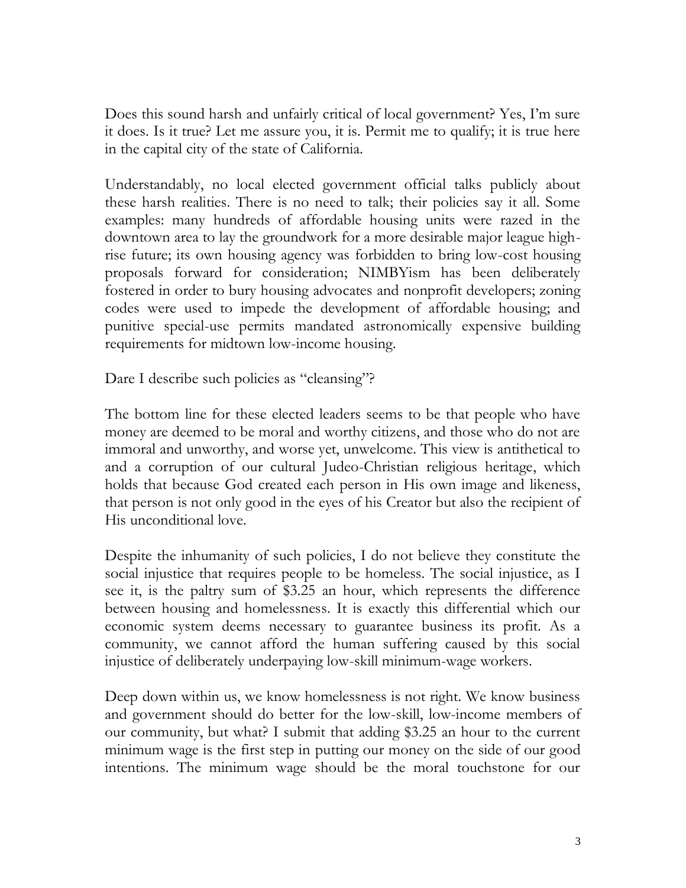Does this sound harsh and unfairly critical of local government? Yes, I'm sure it does. Is it true? Let me assure you, it is. Permit me to qualify; it is true here in the capital city of the state of California.

Understandably, no local elected government official talks publicly about these harsh realities. There is no need to talk; their policies say it all. Some examples: many hundreds of affordable housing units were razed in the downtown area to lay the groundwork for a more desirable major league high-rise future; its own housing agency was forbidden to bring low-cost housing proposals forward for consideration; NIMBYism has been deliberately fostered in order to bury housing advocates and nonprofit developers; zoning codes were used to impede the development of affordable housing; and punitive special-use permits mandated astronomically expensive building requirements for midtown low-income housing.

Dare I describe such policies as "cleansing"?

The bottom line for these elected leaders seems to be that people who have money are deemed to be moral and worthy citizens, and those who do not are immoral and unworthy, and worse yet, unwelcome. This view is antithetical to and a corruption of our cultural Judeo-Christian religious heritage, which holds that because God created each person in His own image and likeness, that person is not only good in the eyes of his Creator but also the recipient of His unconditional love.

Despite the inhumanity of such policies, I do not believe they constitute the social injustice that requires people to be homeless. The social injustice, as I see it, is the paltry sum of $3.25 an hour, which represents the difference between housing and homelessness. It is exactly this differential which our economic system deems necessary to guarantee business its profit. As a community, we cannot afford the human suffering caused by this social injustice of deliberately underpaying low-skill minimum-wage workers.

Deep down within us, we know homelessness is not right. We know business and government should do better for the low-skill, low-income members of our community, but what? I submit that adding $3.25 an hour to the current minimum wage is the first step in putting our money on the side of our good intentions. The minimum wage should be the moral touchstone for our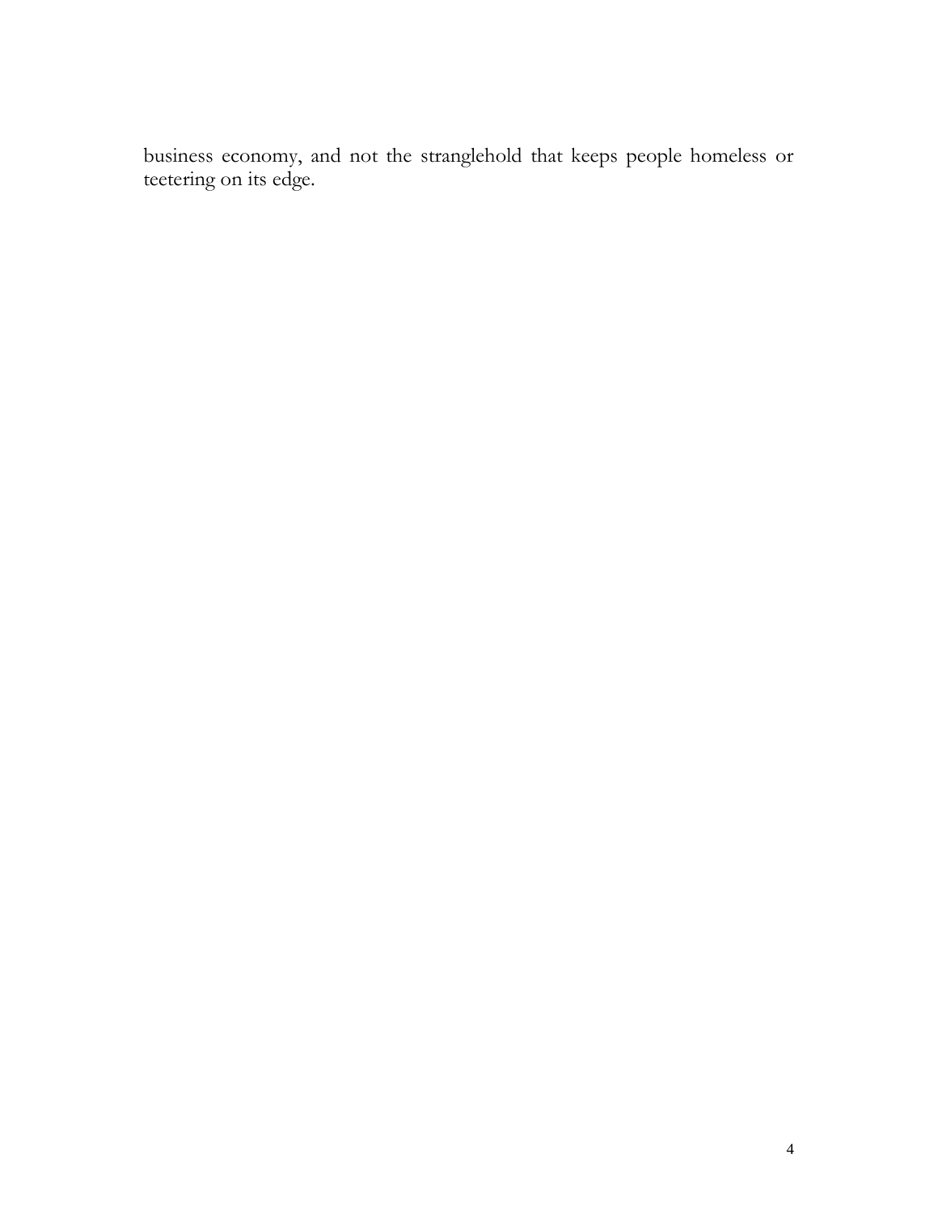business economy, and not the stranglehold that keeps people homeless or teetering on its edge.